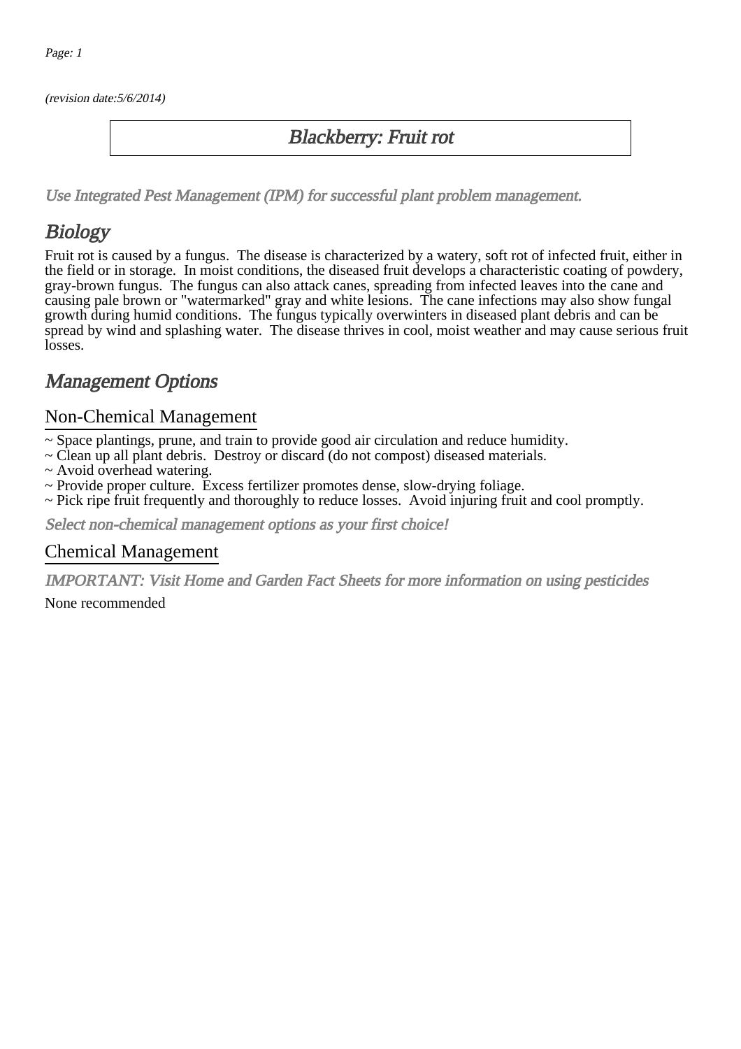(revision date:5/6/2014)

# Blackberry: Fruit rot

*Use Integrated Pest Management (IPM) for successful plant problem management.*

## Biology

Fruit rot is caused by a fungus. The disease is characterized by a watery, soft rot of infected fruit, either in the field or in storage. In moist conditions, the diseased fruit develops a characteristic coating of powdery, gray-brown fungus. The fungus can also attack canes, spreading from infected leaves into the cane and causing pale brown or "watermarked" gray and white lesions. The cane infections may also show fungal growth during humid conditions. The fungus typically overwinters in diseased plant debris and can be spread by wind and splashing water. The disease thrives in cool, moist weather and may cause serious fruit losses.

## Management Options

### Non-Chemical Management

~ Space plantings, prune, and train to provide good air circulation and reduce humidity.
~ Clean up all plant debris. Destroy or discard (do not compost) diseased materials.
~ Avoid overhead watering.
~ Provide proper culture. Excess fertilizer promotes dense, slow-drying foliage.
~ Pick ripe fruit frequently and thoroughly to reduce losses. Avoid injuring fruit and cool promptly.

*Select non-chemical management options as your first choice!*

### Chemical Management

*IMPORTANT: Visit Home and Garden Fact Sheets for more information on using pesticides*

None recommended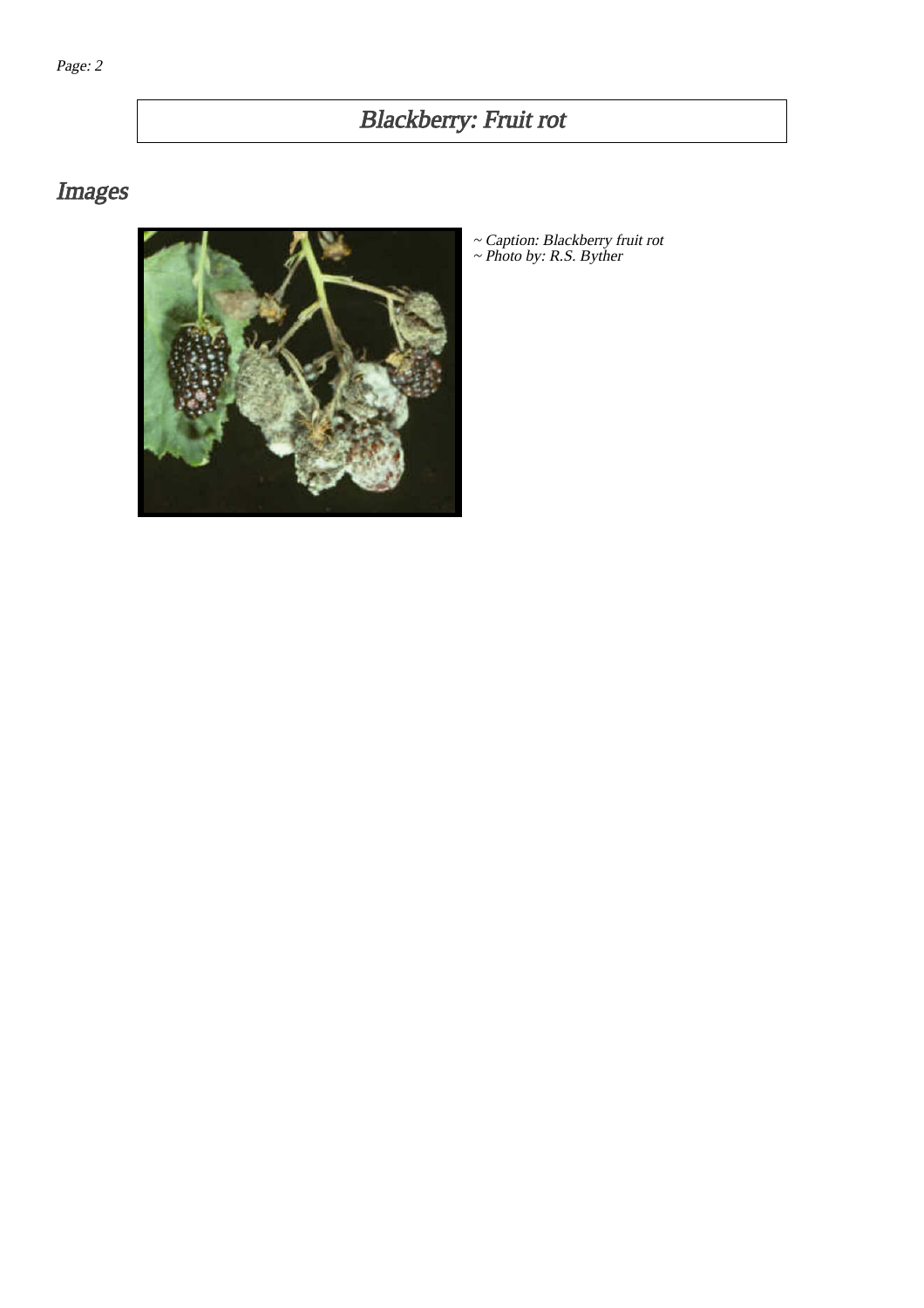# Blackberry: Fruit rot

## Images

~ Caption: Blackberry fruit rot
~ Photo by: R.S. Byther